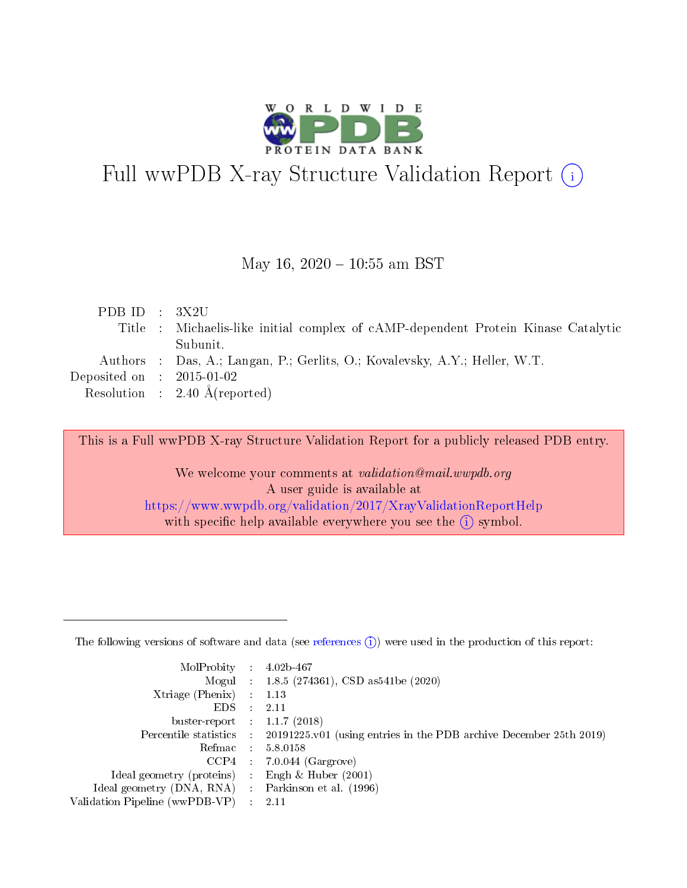# Full wwPDB X-ray Structure Validation Report (i)

May 16, 2020 – 10:55 am BST

| | | |
|---|---|---|
| PDB ID | : | 3X2U |
| Title | : | Michaelis-like initial complex of cAMP-dependent Protein Kinase Catalytic Subunit. |
| Authors | : | Das, A.; Langan, P.; Gerlits, O.; Kovalevsky, A.Y.; Heller, W.T. |
| Deposited on | : | 2015-01-02 |
| Resolution | : | 2.40 Å(reported) |

This is a Full wwPDB X-ray Structure Validation Report for a publicly released PDB entry.

We welcome your comments at *validation@mail.wwpdb.org*
A user guide is available at
https://www.wwpdb.org/validation/2017/XrayValidationReportHelp
with specific help available everywhere you see the (i) symbol.

---

The following versions of software and data (see references (i)) were used in the production of this report:

| | | |
|---|---|---|
| MolProbity | : | 4.02b-467 |
| Mogul | : | 1.8.5 (274361), CSD as541be (2020) |
| Xtriage (Phenix) | : | 1.13 |
| EDS | : | 2.11 |
| buster-report | : | 1.1.7 (2018) |
| Percentile statistics | : | 20191225.v01 (using entries in the PDB archive December 25th 2019) |
| Refmac | : | 5.8.0158 |
| CCP4 | : | 7.0.044 (Gargrove) |
| Ideal geometry (proteins) | : | Engh & Huber (2001) |
| Ideal geometry (DNA, RNA) | : | Parkinson et al. (1996) |
| Validation Pipeline (wwPDB-VP) | : | 2.11 |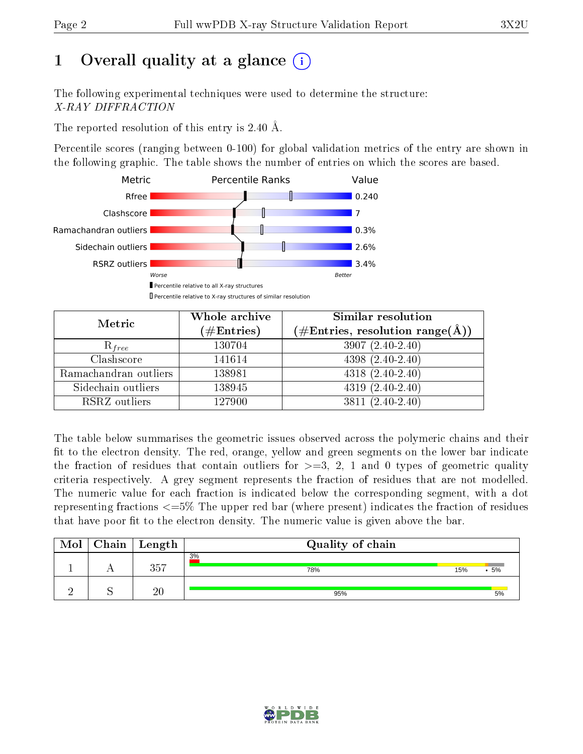# 1 Overall quality at a glance (i)

The following experimental techniques were used to determine the structure:
*X-RAY DIFFRACTION*

The reported resolution of this entry is 2.40 Å.

Percentile scores (ranging between 0-100) for global validation metrics of the entry are shown in the following graphic. The table shows the number of entries on which the scores are based.

| Metric | Value |
|---|---|
| Rfree | 0.240 |
| Clashscore | 7 |
| Ramachandran outliers | 0.3% |
| Sidechain outliers | 2.6% |
| RSRZ outliers | 3.4% |

Worse — Better

▮ Percentile relative to all X-ray structures
▯ Percentile relative to X-ray structures of similar resolution

| Metric | Whole archive (#Entries) | Similar resolution (#Entries, resolution range(Å)) |
|---|---|---|
| $R_{free}$ | 130704 | 3907 (2.40-2.40) |
| Clashscore | 141614 | 4398 (2.40-2.40) |
| Ramachandran outliers | 138981 | 4318 (2.40-2.40) |
| Sidechain outliers | 138945 | 4319 (2.40-2.40) |
| RSRZ outliers | 127900 | 3811 (2.40-2.40) |

The table below summarises the geometric issues observed across the polymeric chains and their fit to the electron density. The red, orange, yellow and green segments on the lower bar indicate the fraction of residues that contain outliers for >=3, 2, 1 and 0 types of geometric quality criteria respectively. A grey segment represents the fraction of residues that are not modelled. The numeric value for each fraction is indicated below the corresponding segment, with a dot representing fractions <=5% The upper red bar (where present) indicates the fraction of residues that have poor fit to the electron density. The numeric value is given above the bar.

| Mol | Chain | Length | Quality of chain |
|---|---|---|---|
| 1 | A | 357 | 3% (poor fit); 78% / 15% / • / 5% |
| 2 | S | 20 | 95% / 5% |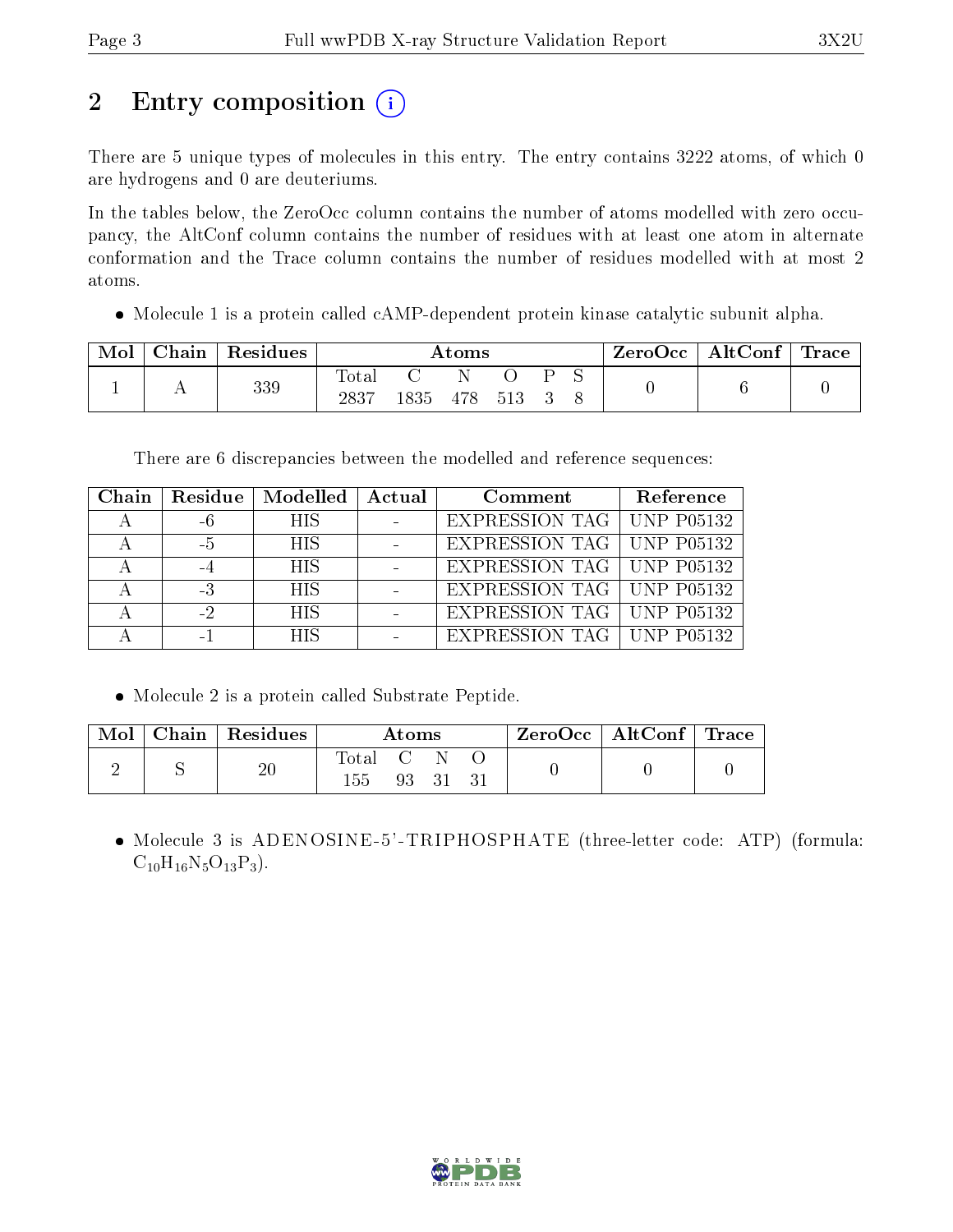## 2 Entry composition

There are 5 unique types of molecules in this entry. The entry contains 3222 atoms, of which 0 are hydrogens and 0 are deuteriums.

In the tables below, the ZeroOcc column contains the number of atoms modelled with zero occupancy, the AltConf column contains the number of residues with at least one atom in alternate conformation and the Trace column contains the number of residues modelled with at most 2 atoms.

- Molecule 1 is a protein called cAMP-dependent protein kinase catalytic subunit alpha.

| Mol | Chain | Residues | Atoms | | | | | | ZeroOcc | AltConf | Trace |
|---|---|---|---|---|---|---|---|---|---|---|---|
| | | | Total | C | N | O | P | S | | | |
| 1 | A | 339 | 2837 | 1835 | 478 | 513 | 3 | 8 | 0 | 6 | 0 |

There are 6 discrepancies between the modelled and reference sequences:

| Chain | Residue | Modelled | Actual | Comment | Reference |
|---|---|---|---|---|---|
| A | -6 | HIS | - | EXPRESSION TAG | UNP P05132 |
| A | -5 | HIS | - | EXPRESSION TAG | UNP P05132 |
| A | -4 | HIS | - | EXPRESSION TAG | UNP P05132 |
| A | -3 | HIS | - | EXPRESSION TAG | UNP P05132 |
| A | -2 | HIS | - | EXPRESSION TAG | UNP P05132 |
| A | -1 | HIS | - | EXPRESSION TAG | UNP P05132 |

- Molecule 2 is a protein called Substrate Peptide.

| Mol | Chain | Residues | Atoms | | | | ZeroOcc | AltConf | Trace |
|---|---|---|---|---|---|---|---|---|---|
| | | | Total | C | N | O | | | |
| 2 | S | 20 | 155 | 93 | 31 | 31 | 0 | 0 | 0 |

- Molecule 3 is ADENOSINE-5'-TRIPHOSPHATE (three-letter code: ATP) (formula: $C_{10}H_{16}N_5O_{13}P_3$).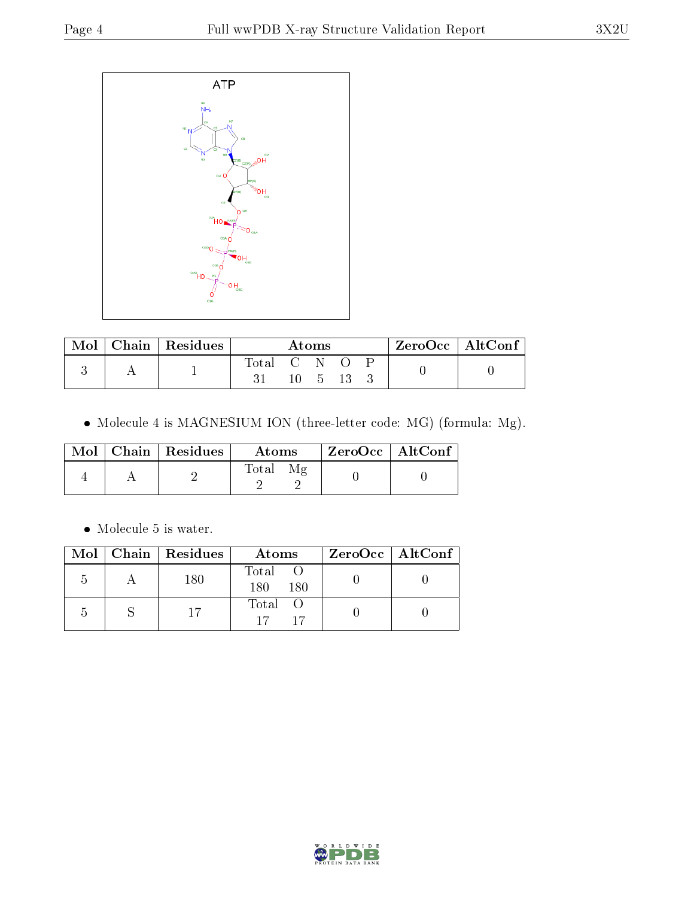| Mol | Chain | Residues | Atoms | | | | | ZeroOcc | AltConf |
|---|---|---|---|---|---|---|---|---|---|
| | | | Total | C | N | O | P | | |
| 3 | A | 1 | 31 | 10 | 5 | 13 | 3 | 0 | 0 |

- Molecule 4 is MAGNESIUM ION (three-letter code: MG) (formula: Mg).

| Mol | Chain | Residues | Atoms | | ZeroOcc | AltConf |
|---|---|---|---|---|---|---|
| | | | Total | Mg | | |
| 4 | A | 2 | 2 | 2 | 0 | 0 |

- Molecule 5 is water.

| Mol | Chain | Residues | Atoms | | ZeroOcc | AltConf |
|---|---|---|---|---|---|---|
| | | | Total | O | | |
| 5 | A | 180 | 180 | 180 | 0 | 0 |
| 5 | S | 17 | 17 | 17 | 0 | 0 |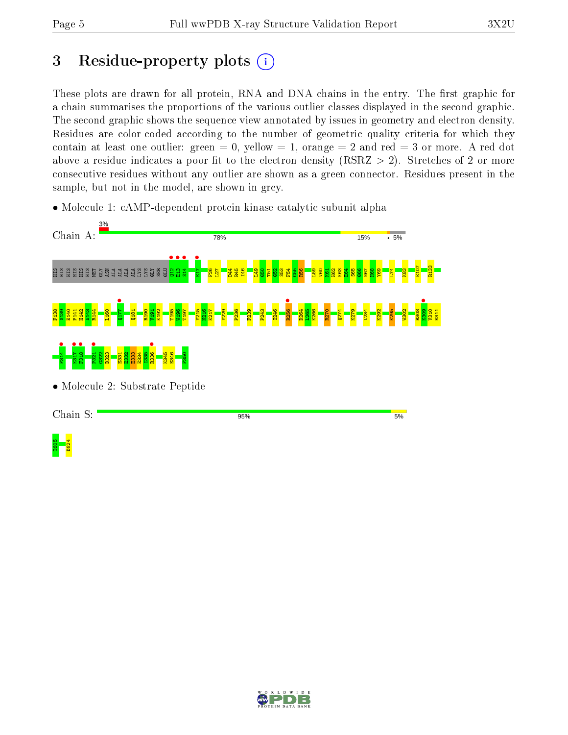# 3 Residue-property plots

These plots are drawn for all protein, RNA and DNA chains in the entry. The first graphic for a chain summarises the proportions of the various outlier classes displayed in the second graphic. The second graphic shows the sequence view annotated by issues in geometry and electron density. Residues are color-coded according to the number of geometric quality criteria for which they contain at least one outlier: green = 0, yellow = 1, orange = 2 and red = 3 or more. A red dot above a residue indicates a poor fit to the electron density (RSRZ > 2). Stretches of 2 or more consecutive residues without any outlier are shown as a green connector. Residues present in the sample, but not in the model, are shown in grey.

- Molecule 1: cAMP-dependent protein kinase catalytic subunit alpha

Chain A: 3% | 78% | 15% | • 5%

HIS HIS HIS HIS HIS HIS MET GLY ASN ALA ALA ALA ALA LYS LYS GLY SER GLU Q12 E13 S14 E17 F26 L27 D44 R45 I46 L49 G50 T51 G52 S53 F54 G55 R56 L59 V60 K61 H62 K63 E64 S65 G66 N67 H68 Y69 L74 K83 E107 R133 F138 S139 E140 P141 H142 A143 R144 L160 Q177 Q181 R190 V191 K192 T195 W196 T197 Y215 N216 K217 Y229 P236 F239 P243 I246 R256 D264 L265 K266 R270 Q274 K279 L284 K292 K295 W302 R308 K309 V310 E311 F314 K317 F318 F321 G322 D323 E331 E332 E333 E334 I335 R336 K345 E346 F350

- Molecule 2: Substrate Peptide

Chain S: 95% | 5%

T605 D624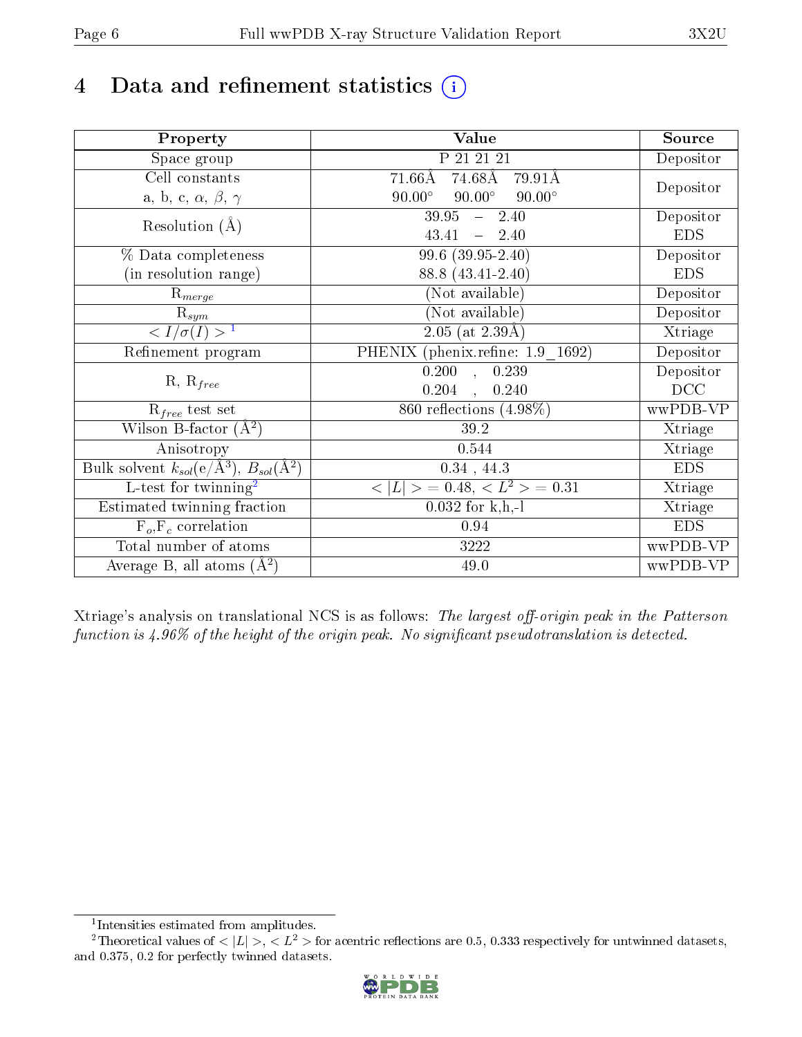# 4 Data and refinement statistics

| Property | Value | Source |
|---|---|---|
| Space group | P 21 21 21 | Depositor |
| Cell constants<br>a, b, c, $\alpha$, $\beta$, $\gamma$ | 71.66Å 74.68Å 79.91Å<br>90.00° 90.00° 90.00° | Depositor |
| Resolution (Å) | 39.95 – 2.40<br>43.41 – 2.40 | Depositor<br>EDS |
| % Data completeness<br>(in resolution range) | 99.6 (39.95-2.40)<br>88.8 (43.41-2.40) | Depositor<br>EDS |
| $R_{merge}$ | (Not available) | Depositor |
| $R_{sym}$ | (Not available) | Depositor |
| $< I/\sigma(I) >$ [1] | 2.05 (at 2.39Å) | Xtriage |
| Refinement program | PHENIX (phenix.refine: 1.9_1692) | Depositor |
| R, $R_{free}$ | 0.200 , 0.239<br>0.204 , 0.240 | Depositor<br>DCC |
| $R_{free}$ test set | 860 reflections (4.98%) | wwPDB-VP |
| Wilson B-factor (Å$^2$) | 39.2 | Xtriage |
| Anisotropy | 0.544 | Xtriage |
| Bulk solvent $k_{sol}$(e/Å$^3$), $B_{sol}$(Å$^2$) | 0.34 , 44.3 | EDS |
| L-test for twinning[2] | $< \|L\| > = 0.48$, $< L^2 > = 0.31$ | Xtriage |
| Estimated twinning fraction | 0.032 for k,h,-l | Xtriage |
| $F_o$,$F_c$ correlation | 0.94 | EDS |
| Total number of atoms | 3222 | wwPDB-VP |
| Average B, all atoms (Å$^2$) | 49.0 | wwPDB-VP |

Xtriage's analysis on translational NCS is as follows: *The largest off-origin peak in the Patterson function is 4.96% of the height of the origin peak. No significant pseudotranslation is detected.*

[1] Intensities estimated from amplitudes.

[2] Theoretical values of $< |L| >$, $< L^2 >$ for acentric reflections are 0.5, 0.333 respectively for untwinned datasets, and 0.375, 0.2 for perfectly twinned datasets.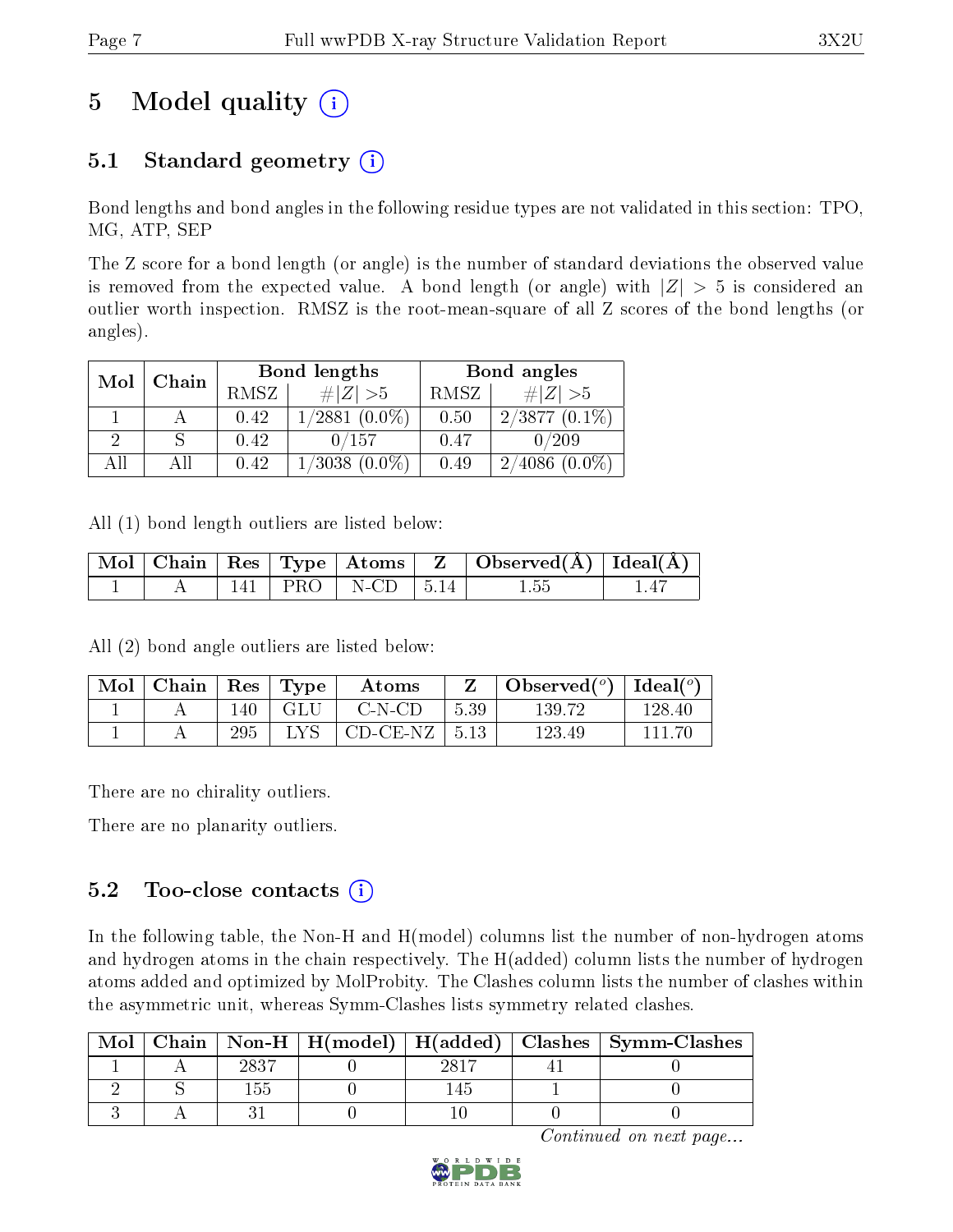# 5 Model quality

## 5.1 Standard geometry

Bond lengths and bond angles in the following residue types are not validated in this section: TPO, MG, ATP, SEP

The Z score for a bond length (or angle) is the number of standard deviations the observed value is removed from the expected value. A bond length (or angle) with $|Z| > 5$ is considered an outlier worth inspection. RMSZ is the root-mean-square of all Z scores of the bond lengths (or angles).

| Mol | Chain | Bond lengths | | Bond angles | |
|---|---|---|---|---|---|
| | | RMSZ | #$\|Z\|$ >5 | RMSZ | #$\|Z\|$ >5 |
| 1 | A | 0.42 | 1/2881 (0.0%) | 0.50 | 2/3877 (0.1%) |
| 2 | S | 0.42 | 0/157 | 0.47 | 0/209 |
| All | All | 0.42 | 1/3038 (0.0%) | 0.49 | 2/4086 (0.0%) |

All (1) bond length outliers are listed below:

| Mol | Chain | Res | Type | Atoms | Z | Observed(Å) | Ideal(Å) |
|---|---|---|---|---|---|---|---|
| 1 | A | 141 | PRO | N-CD | 5.14 | 1.55 | 1.47 |

All (2) bond angle outliers are listed below:

| Mol | Chain | Res | Type | Atoms | Z | Observed(°) | Ideal(°) |
|---|---|---|---|---|---|---|---|
| 1 | A | 140 | GLU | C-N-CD | 5.39 | 139.72 | 128.40 |
| 1 | A | 295 | LYS | CD-CE-NZ | 5.13 | 123.49 | 111.70 |

There are no chirality outliers.

There are no planarity outliers.

## 5.2 Too-close contacts

In the following table, the Non-H and H(model) columns list the number of non-hydrogen atoms and hydrogen atoms in the chain respectively. The H(added) column lists the number of hydrogen atoms added and optimized by MolProbity. The Clashes column lists the number of clashes within the asymmetric unit, whereas Symm-Clashes lists symmetry related clashes.

| Mol | Chain | Non-H | H(model) | H(added) | Clashes | Symm-Clashes |
|---|---|---|---|---|---|---|
| 1 | A | 2837 | 0 | 2817 | 41 | 0 |
| 2 | S | 155 | 0 | 145 | 1 | 0 |
| 3 | A | 31 | 0 | 10 | 0 | 0 |

*Continued on next page...*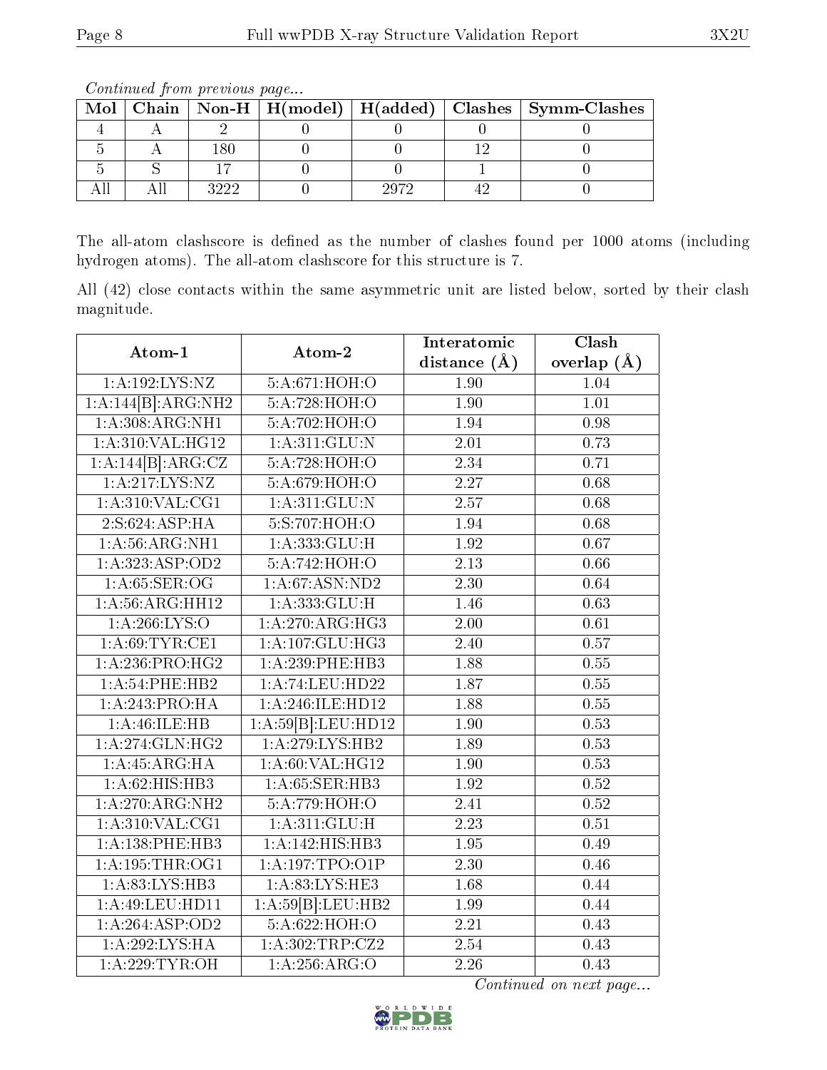*Continued from previous page...*

| Mol | Chain | Non-H | H(model) | H(added) | Clashes | Symm-Clashes |
|---|---|---|---|---|---|---|
| 4 | A | 2 | 0 | 0 | 0 | 0 |
| 5 | A | 180 | 0 | 0 | 12 | 0 |
| 5 | S | 17 | 0 | 0 | 1 | 0 |
| All | All | 3222 | 0 | 2972 | 42 | 0 |

The all-atom clashscore is defined as the number of clashes found per 1000 atoms (including hydrogen atoms). The all-atom clashscore for this structure is 7.

All (42) close contacts within the same asymmetric unit are listed below, sorted by their clash magnitude.

| Atom-1 | Atom-2 | Interatomic distance (Å) | Clash overlap (Å) |
|---|---|---|---|
| 1:A:192:LYS:NZ | 5:A:671:HOH:O | 1.90 | 1.04 |
| 1:A:144[B]:ARG:NH2 | 5:A:728:HOH:O | 1.90 | 1.01 |
| 1:A:308:ARG:NH1 | 5:A:702:HOH:O | 1.94 | 0.98 |
| 1:A:310:VAL:HG12 | 1:A:311:GLU:N | 2.01 | 0.73 |
| 1:A:144[B]:ARG:CZ | 5:A:728:HOH:O | 2.34 | 0.71 |
| 1:A:217:LYS:NZ | 5:A:679:HOH:O | 2.27 | 0.68 |
| 1:A:310:VAL:CG1 | 1:A:311:GLU:N | 2.57 | 0.68 |
| 2:S:624:ASP:HA | 5:S:707:HOH:O | 1.94 | 0.68 |
| 1:A:56:ARG:NH1 | 1:A:333:GLU:H | 1.92 | 0.67 |
| 1:A:323:ASP:OD2 | 5:A:742:HOH:O | 2.13 | 0.66 |
| 1:A:65:SER:OG | 1:A:67:ASN:ND2 | 2.30 | 0.64 |
| 1:A:56:ARG:HH12 | 1:A:333:GLU:H | 1.46 | 0.63 |
| 1:A:266:LYS:O | 1:A:270:ARG:HG3 | 2.00 | 0.61 |
| 1:A:69:TYR:CE1 | 1:A:107:GLU:HG3 | 2.40 | 0.57 |
| 1:A:236:PRO:HG2 | 1:A:239:PHE:HB3 | 1.88 | 0.55 |
| 1:A:54:PHE:HB2 | 1:A:74:LEU:HD22 | 1.87 | 0.55 |
| 1:A:243:PRO:HA | 1:A:246:ILE:HD12 | 1.88 | 0.55 |
| 1:A:46:ILE:HB | 1:A:59[B]:LEU:HD12 | 1.90 | 0.53 |
| 1:A:274:GLN:HG2 | 1:A:279:LYS:HB2 | 1.89 | 0.53 |
| 1:A:45:ARG:HA | 1:A:60:VAL:HG12 | 1.90 | 0.53 |
| 1:A:62:HIS:HB3 | 1:A:65:SER:HB3 | 1.92 | 0.52 |
| 1:A:270:ARG:NH2 | 5:A:779:HOH:O | 2.41 | 0.52 |
| 1:A:310:VAL:CG1 | 1:A:311:GLU:H | 2.23 | 0.51 |
| 1:A:138:PHE:HB3 | 1:A:142:HIS:HB3 | 1.95 | 0.49 |
| 1:A:195:THR:OG1 | 1:A:197:TPO:O1P | 2.30 | 0.46 |
| 1:A:83:LYS:HB3 | 1:A:83:LYS:HE3 | 1.68 | 0.44 |
| 1:A:49:LEU:HD11 | 1:A:59[B]:LEU:HB2 | 1.99 | 0.44 |
| 1:A:264:ASP:OD2 | 5:A:622:HOH:O | 2.21 | 0.43 |
| 1:A:292:LYS:HA | 1:A:302:TRP:CZ2 | 2.54 | 0.43 |
| 1:A:229:TYR:OH | 1:A:256:ARG:O | 2.26 | 0.43 |

*Continued on next page...*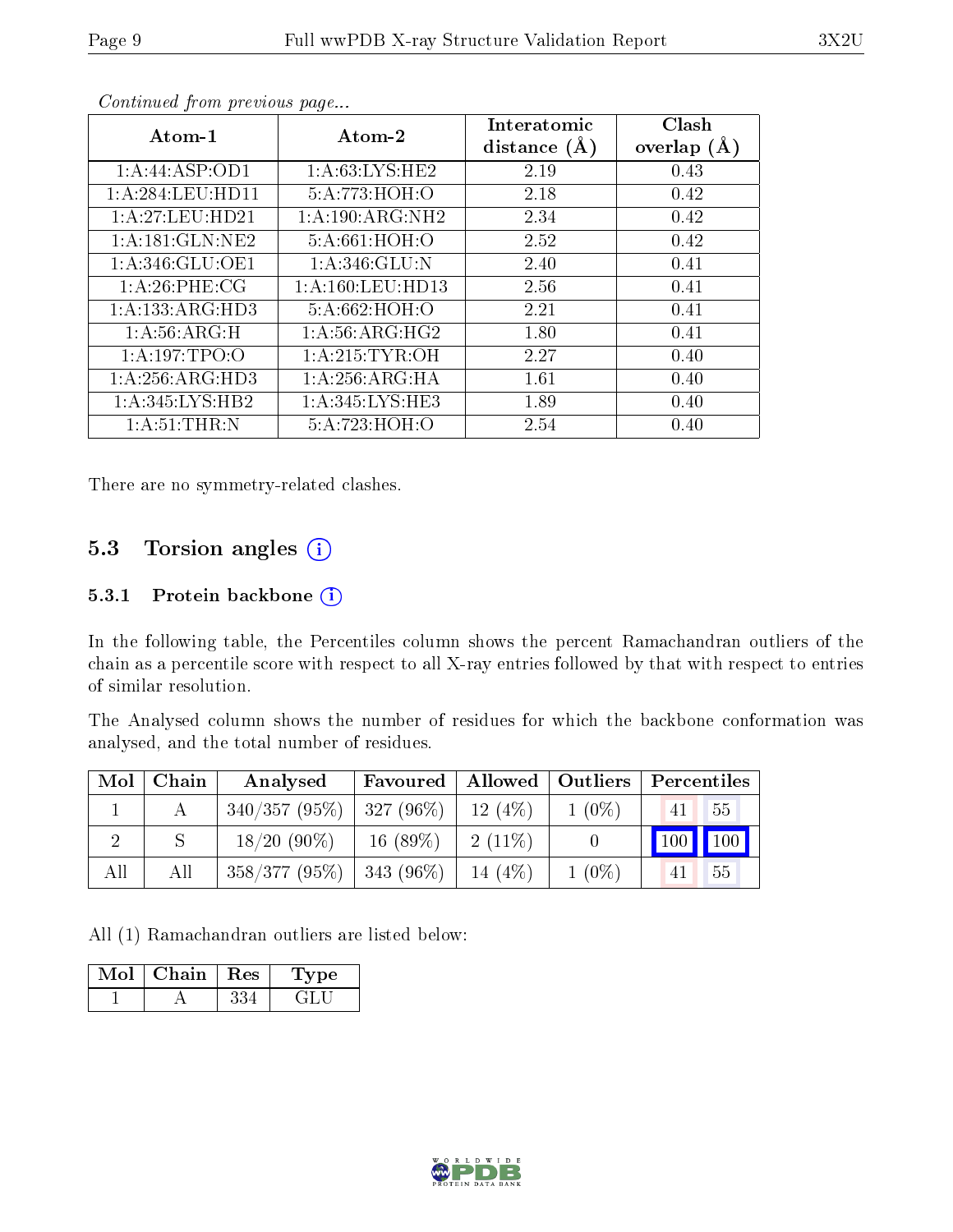*Continued from previous page...*

| Atom-1 | Atom-2 | Interatomic distance (Å) | Clash overlap (Å) |
|---|---|---|---|
| 1:A:44:ASP:OD1 | 1:A:63:LYS:HE2 | 2.19 | 0.43 |
| 1:A:284:LEU:HD11 | 5:A:773:HOH:O | 2.18 | 0.42 |
| 1:A:27:LEU:HD21 | 1:A:190:ARG:NH2 | 2.34 | 0.42 |
| 1:A:181:GLN:NE2 | 5:A:661:HOH:O | 2.52 | 0.42 |
| 1:A:346:GLU:OE1 | 1:A:346:GLU:N | 2.40 | 0.41 |
| 1:A:26:PHE:CG | 1:A:160:LEU:HD13 | 2.56 | 0.41 |
| 1:A:133:ARG:HD3 | 5:A:662:HOH:O | 2.21 | 0.41 |
| 1:A:56:ARG:H | 1:A:56:ARG:HG2 | 1.80 | 0.41 |
| 1:A:197:TPO:O | 1:A:215:TYR:OH | 2.27 | 0.40 |
| 1:A:256:ARG:HD3 | 1:A:256:ARG:HA | 1.61 | 0.40 |
| 1:A:345:LYS:HB2 | 1:A:345:LYS:HE3 | 1.89 | 0.40 |
| 1:A:51:THR:N | 5:A:723:HOH:O | 2.54 | 0.40 |

There are no symmetry-related clashes.

## 5.3 Torsion angles

### 5.3.1 Protein backbone

In the following table, the Percentiles column shows the percent Ramachandran outliers of the chain as a percentile score with respect to all X-ray entries followed by that with respect to entries of similar resolution.

The Analysed column shows the number of residues for which the backbone conformation was analysed, and the total number of residues.

| Mol | Chain | Analysed | Favoured | Allowed | Outliers | Percentiles | |
|---|---|---|---|---|---|---|---|
| 1 | A | 340/357 (95%) | 327 (96%) | 12 (4%) | 1 (0%) | 41 | 55 |
| 2 | S | 18/20 (90%) | 16 (89%) | 2 (11%) | 0 | 100 | 100 |
| All | All | 358/377 (95%) | 343 (96%) | 14 (4%) | 1 (0%) | 41 | 55 |

All (1) Ramachandran outliers are listed below:

| Mol | Chain | Res | Type |
|---|---|---|---|
| 1 | A | 334 | GLU |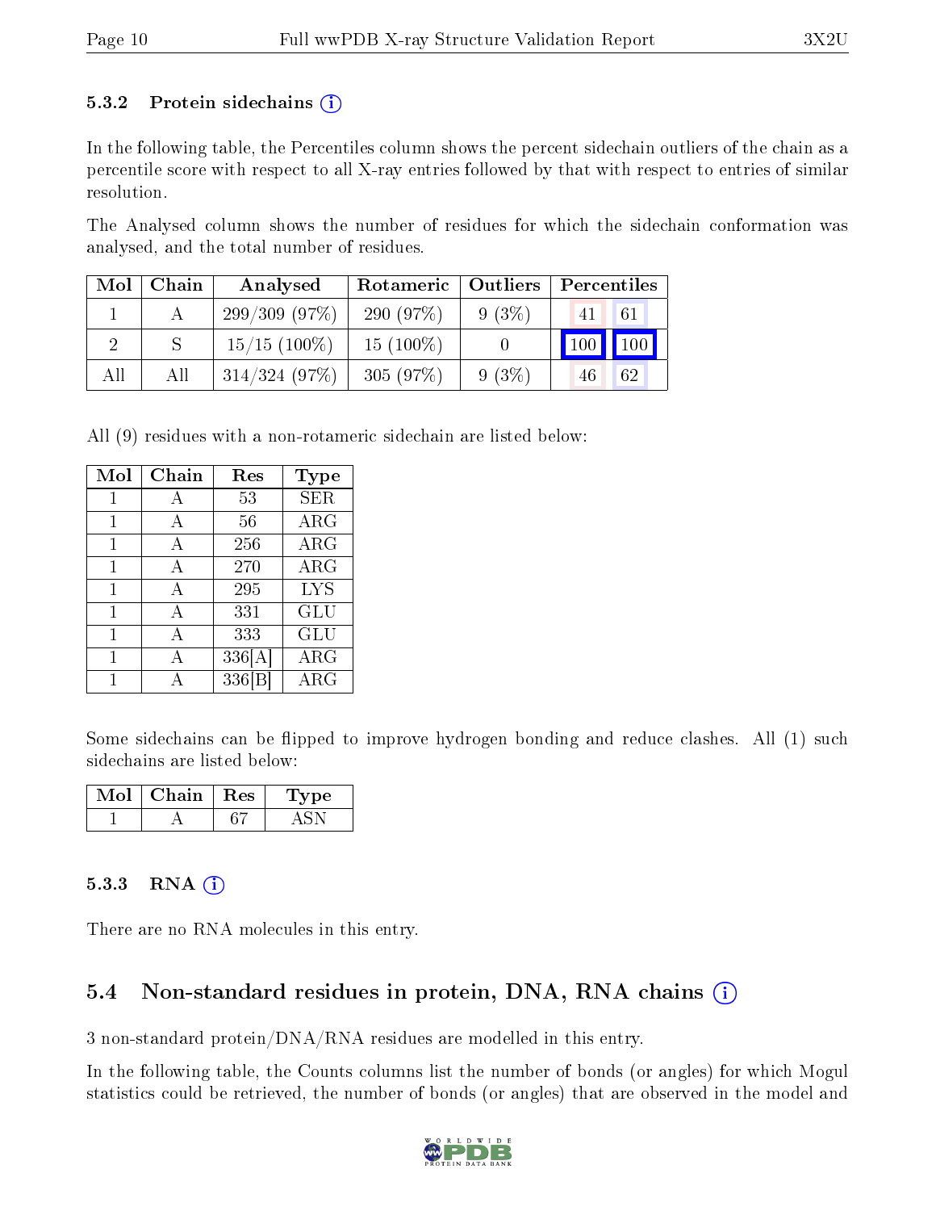### 5.3.2 Protein sidechains (i)

In the following table, the Percentiles column shows the percent sidechain outliers of the chain as a percentile score with respect to all X-ray entries followed by that with respect to entries of similar resolution.

The Analysed column shows the number of residues for which the sidechain conformation was analysed, and the total number of residues.

| Mol | Chain | Analysed | Rotameric | Outliers | Percentiles | |
|---|---|---|---|---|---|---|
| 1 | A | 299/309 (97%) | 290 (97%) | 9 (3%) | 41 | 61 |
| 2 | S | 15/15 (100%) | 15 (100%) | 0 | 100 | 100 |
| All | All | 314/324 (97%) | 305 (97%) | 9 (3%) | 46 | 62 |

All (9) residues with a non-rotameric sidechain are listed below:

| Mol | Chain | Res | Type |
|---|---|---|---|
| 1 | A | 53 | SER |
| 1 | A | 56 | ARG |
| 1 | A | 256 | ARG |
| 1 | A | 270 | ARG |
| 1 | A | 295 | LYS |
| 1 | A | 331 | GLU |
| 1 | A | 333 | GLU |
| 1 | A | 336[A] | ARG |
| 1 | A | 336[B] | ARG |

Some sidechains can be flipped to improve hydrogen bonding and reduce clashes. All (1) such sidechains are listed below:

| Mol | Chain | Res | Type |
|---|---|---|---|
| 1 | A | 67 | ASN |

### 5.3.3 RNA (i)

There are no RNA molecules in this entry.

## 5.4 Non-standard residues in protein, DNA, RNA chains (i)

3 non-standard protein/DNA/RNA residues are modelled in this entry.

In the following table, the Counts columns list the number of bonds (or angles) for which Mogul statistics could be retrieved, the number of bonds (or angles) that are observed in the model and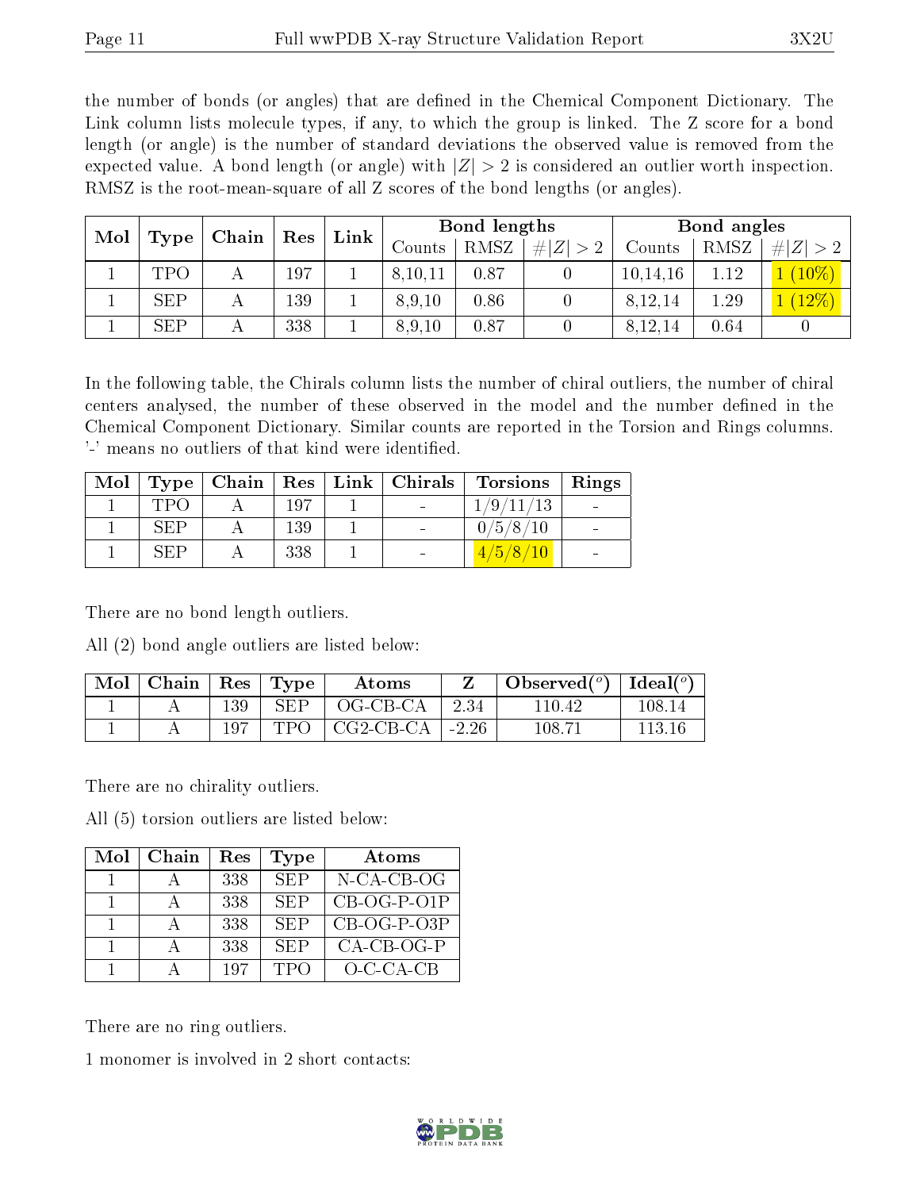the number of bonds (or angles) that are defined in the Chemical Component Dictionary. The Link column lists molecule types, if any, to which the group is linked. The Z score for a bond length (or angle) is the number of standard deviations the observed value is removed from the expected value. A bond length (or angle) with $|Z| > 2$ is considered an outlier worth inspection. RMSZ is the root-mean-square of all Z scores of the bond lengths (or angles).

| Mol | Type | Chain | Res | Link | Bond lengths | | | Bond angles | | |
|---|---|---|---|---|---|---|---|---|---|---|
| | | | | | Counts | RMSZ | $\#\|Z\| > 2$ | Counts | RMSZ | $\#\|Z\| > 2$ |
| 1 | TPO | A | 197 | 1 | 8,10,11 | 0.87 | 0 | 10,14,16 | 1.12 | 1 (10%) |
| 1 | SEP | A | 139 | 1 | 8,9,10 | 0.86 | 0 | 8,12,14 | 1.29 | 1 (12%) |
| 1 | SEP | A | 338 | 1 | 8,9,10 | 0.87 | 0 | 8,12,14 | 0.64 | 0 |

In the following table, the Chirals column lists the number of chiral outliers, the number of chiral centers analysed, the number of these observed in the model and the number defined in the Chemical Component Dictionary. Similar counts are reported in the Torsion and Rings columns. '-' means no outliers of that kind were identified.

| Mol | Type | Chain | Res | Link | Chirals | Torsions | Rings |
|---|---|---|---|---|---|---|---|
| 1 | TPO | A | 197 | 1 | - | 1/9/11/13 | - |
| 1 | SEP | A | 139 | 1 | - | 0/5/8/10 | - |
| 1 | SEP | A | 338 | 1 | - | 4/5/8/10 | - |

There are no bond length outliers.

All (2) bond angle outliers are listed below:

| Mol | Chain | Res | Type | Atoms | Z | Observed(°) | Ideal(°) |
|---|---|---|---|---|---|---|---|
| 1 | A | 139 | SEP | OG-CB-CA | 2.34 | 110.42 | 108.14 |
| 1 | A | 197 | TPO | CG2-CB-CA | -2.26 | 108.71 | 113.16 |

There are no chirality outliers.

All (5) torsion outliers are listed below:

| Mol | Chain | Res | Type | Atoms |
|---|---|---|---|---|
| 1 | A | 338 | SEP | N-CA-CB-OG |
| 1 | A | 338 | SEP | CB-OG-P-O1P |
| 1 | A | 338 | SEP | CB-OG-P-O3P |
| 1 | A | 338 | SEP | CA-CB-OG-P |
| 1 | A | 197 | TPO | O-C-CA-CB |

There are no ring outliers.

1 monomer is involved in 2 short contacts: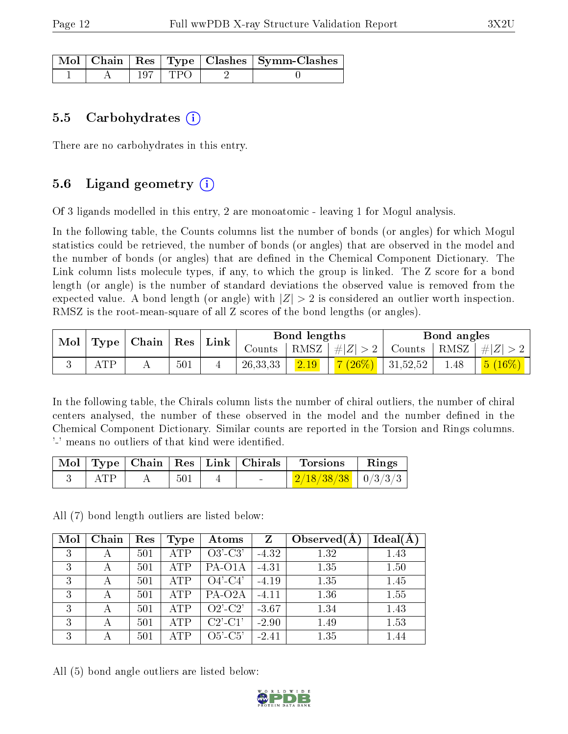| Mol | Chain | Res | Type | Clashes | Symm-Clashes |
|---|---|---|---|---|---|
| 1 | A | 197 | TPO | 2 | 0 |

## 5.5 Carbohydrates (i)

There are no carbohydrates in this entry.

## 5.6 Ligand geometry (i)

Of 3 ligands modelled in this entry, 2 are monoatomic - leaving 1 for Mogul analysis.

In the following table, the Counts columns list the number of bonds (or angles) for which Mogul statistics could be retrieved, the number of bonds (or angles) that are observed in the model and the number of bonds (or angles) that are defined in the Chemical Component Dictionary. The Link column lists molecule types, if any, to which the group is linked. The Z score for a bond length (or angle) is the number of standard deviations the observed value is removed from the expected value. A bond length (or angle) with $|Z| > 2$ is considered an outlier worth inspection. RMSZ is the root-mean-square of all Z scores of the bond lengths (or angles).

| Mol | Type | Chain | Res | Link | Bond lengths | | | Bond angles | | |
|---|---|---|---|---|---|---|---|---|---|---|
| | | | | | Counts | RMSZ | $\#\|Z\|>2$ | Counts | RMSZ | $\#\|Z\|>2$ |
| 3 | ATP | A | 501 | 4 | 26,33,33 | 2.19 | 7 (26%) | 31,52,52 | 1.48 | 5 (16%) |

In the following table, the Chirals column lists the number of chiral outliers, the number of chiral centers analysed, the number of these observed in the model and the number defined in the Chemical Component Dictionary. Similar counts are reported in the Torsion and Rings columns. '-' means no outliers of that kind were identified.

| Mol | Type | Chain | Res | Link | Chirals | Torsions | Rings |
|---|---|---|---|---|---|---|---|
| 3 | ATP | A | 501 | 4 | - | 2/18/38/38 | 0/3/3/3 |

All (7) bond length outliers are listed below:

| Mol | Chain | Res | Type | Atoms | Z | Observed(Å) | Ideal(Å) |
|---|---|---|---|---|---|---|---|
| 3 | A | 501 | ATP | O3'-C3' | -4.32 | 1.32 | 1.43 |
| 3 | A | 501 | ATP | PA-O1A | -4.31 | 1.35 | 1.50 |
| 3 | A | 501 | ATP | O4'-C4' | -4.19 | 1.35 | 1.45 |
| 3 | A | 501 | ATP | PA-O2A | -4.11 | 1.36 | 1.55 |
| 3 | A | 501 | ATP | O2'-C2' | -3.67 | 1.34 | 1.43 |
| 3 | A | 501 | ATP | C2'-C1' | -2.90 | 1.49 | 1.53 |
| 3 | A | 501 | ATP | O5'-C5' | -2.41 | 1.35 | 1.44 |

All (5) bond angle outliers are listed below: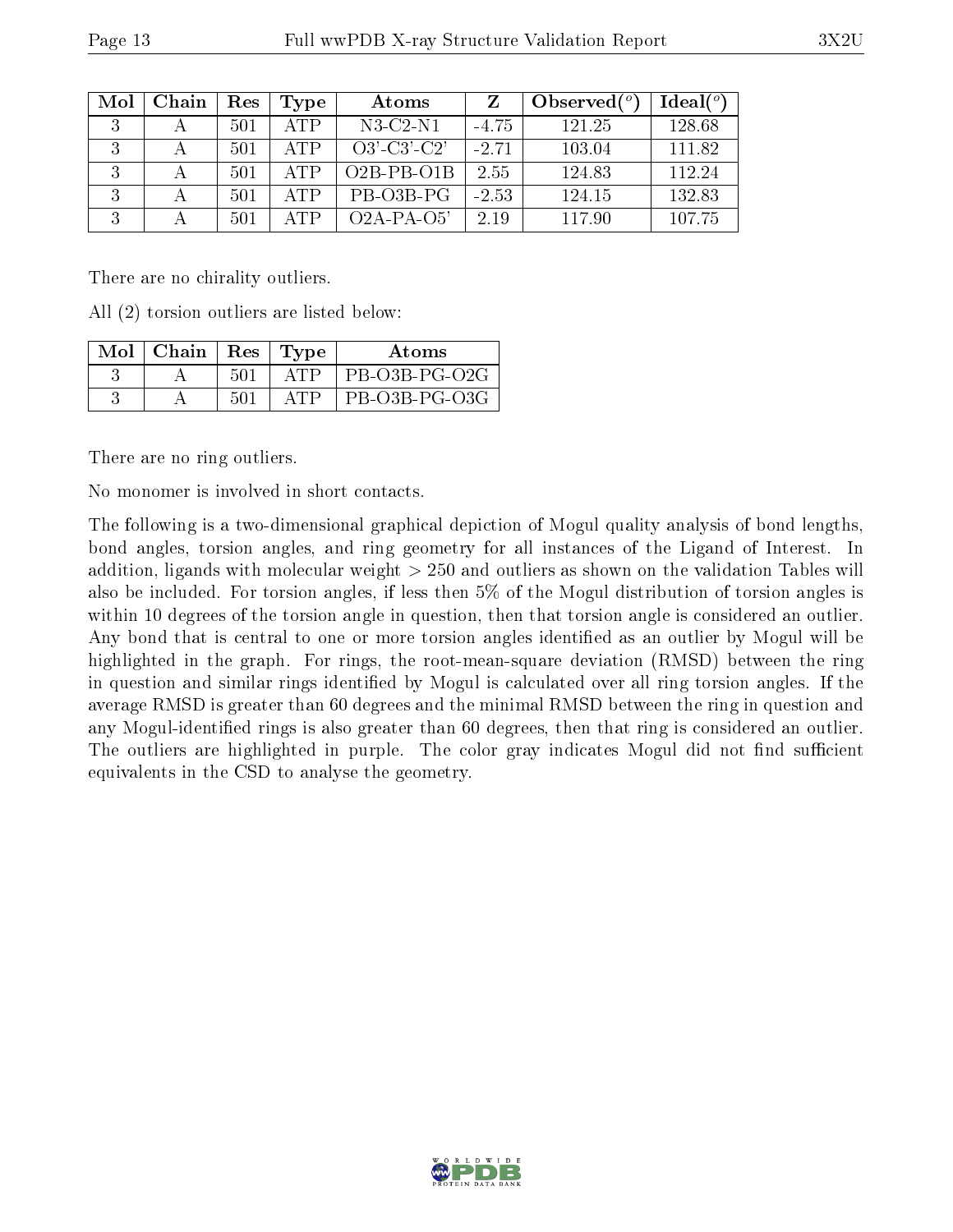| Mol | Chain | Res | Type | Atoms | Z | Observed(°) | Ideal(°) |
|---|---|---|---|---|---|---|---|
| 3 | A | 501 | ATP | N3-C2-N1 | -4.75 | 121.25 | 128.68 |
| 3 | A | 501 | ATP | O3'-C3'-C2' | -2.71 | 103.04 | 111.82 |
| 3 | A | 501 | ATP | O2B-PB-O1B | 2.55 | 124.83 | 112.24 |
| 3 | A | 501 | ATP | PB-O3B-PG | -2.53 | 124.15 | 132.83 |
| 3 | A | 501 | ATP | O2A-PA-O5' | 2.19 | 117.90 | 107.75 |

There are no chirality outliers.

All (2) torsion outliers are listed below:

| Mol | Chain | Res | Type | Atoms |
|---|---|---|---|---|
| 3 | A | 501 | ATP | PB-O3B-PG-O2G |
| 3 | A | 501 | ATP | PB-O3B-PG-O3G |

There are no ring outliers.

No monomer is involved in short contacts.

The following is a two-dimensional graphical depiction of Mogul quality analysis of bond lengths, bond angles, torsion angles, and ring geometry for all instances of the Ligand of Interest. In addition, ligands with molecular weight > 250 and outliers as shown on the validation Tables will also be included. For torsion angles, if less then 5% of the Mogul distribution of torsion angles is within 10 degrees of the torsion angle in question, then that torsion angle is considered an outlier. Any bond that is central to one or more torsion angles identified as an outlier by Mogul will be highlighted in the graph. For rings, the root-mean-square deviation (RMSD) between the ring in question and similar rings identified by Mogul is calculated over all ring torsion angles. If the average RMSD is greater than 60 degrees and the minimal RMSD between the ring in question and any Mogul-identified rings is also greater than 60 degrees, then that ring is considered an outlier. The outliers are highlighted in purple. The color gray indicates Mogul did not find sufficient equivalents in the CSD to analyse the geometry.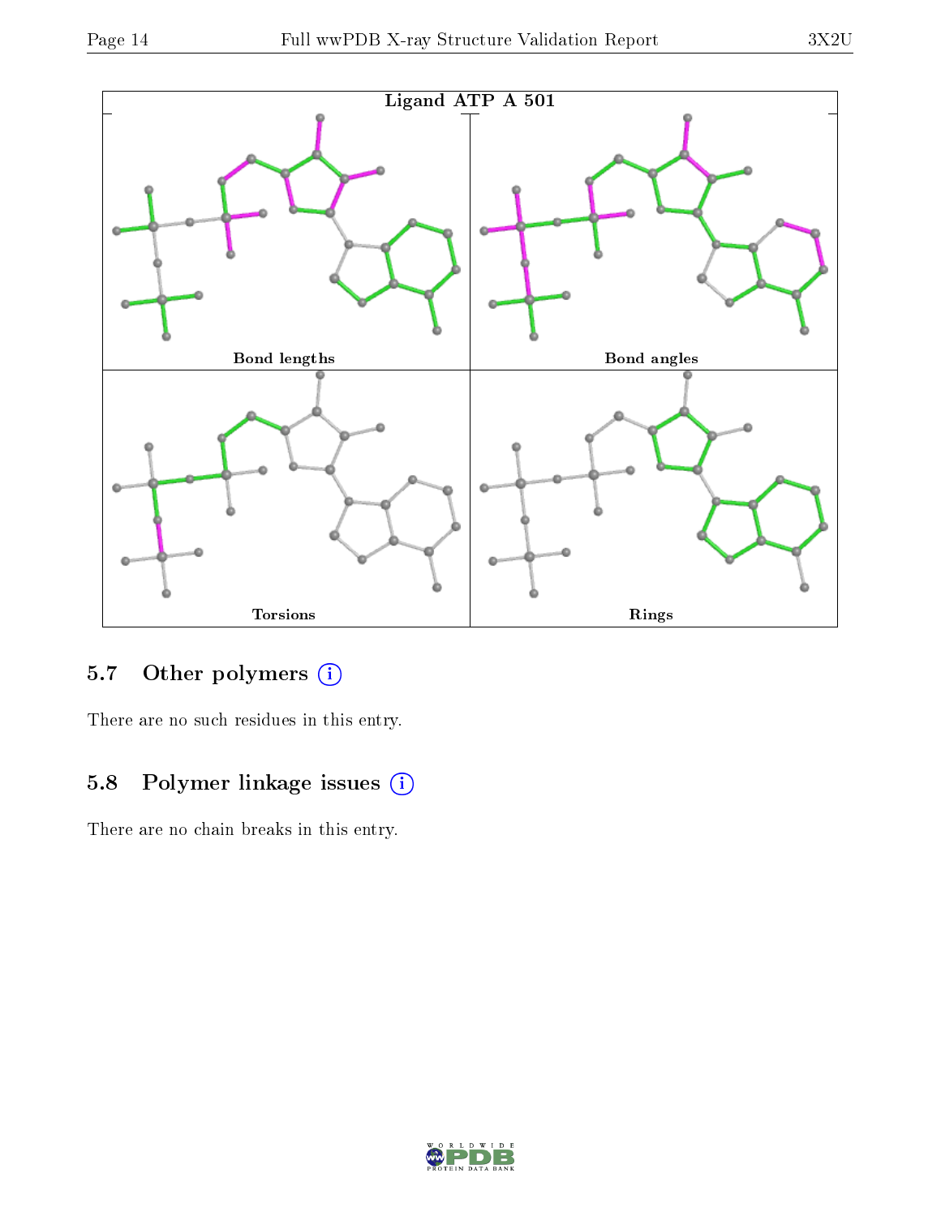Ligand ATP A 501

Bond lengths | Bond angles | Torsions | Rings

## 5.7 Other polymers

There are no such residues in this entry.

## 5.8 Polymer linkage issues

There are no chain breaks in this entry.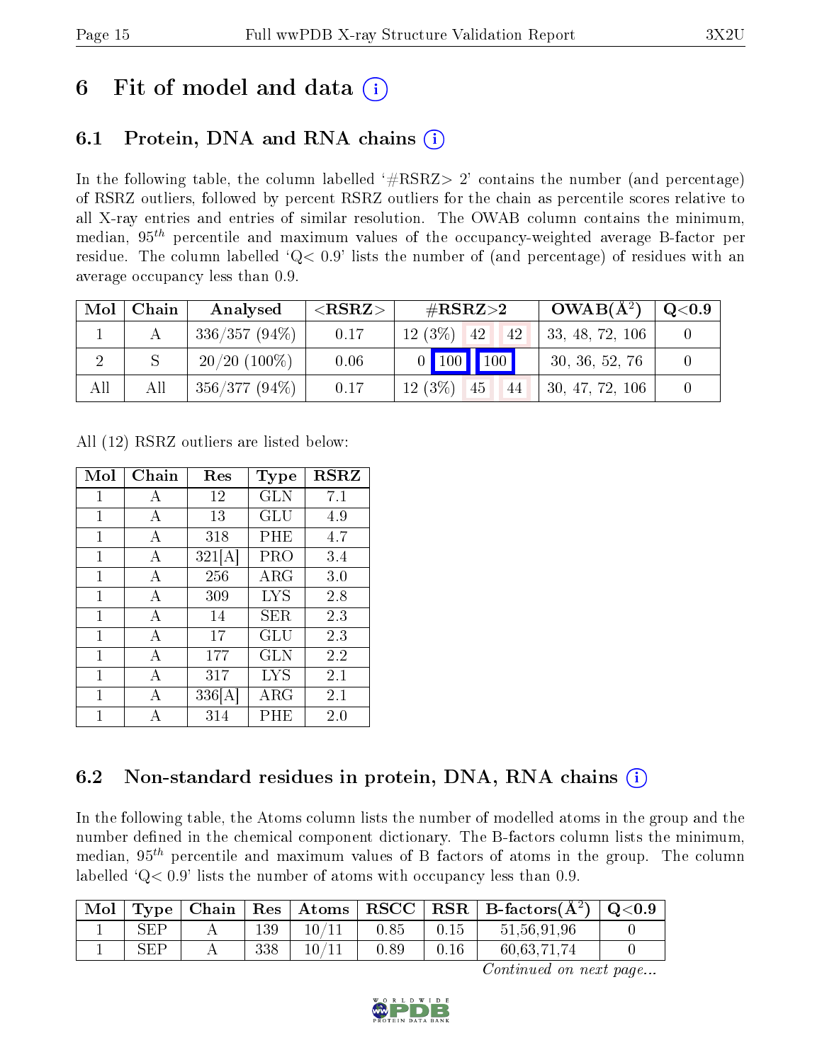# 6 Fit of model and data (i)

## 6.1 Protein, DNA and RNA chains (i)

In the following table, the column labelled '#RSRZ> 2' contains the number (and percentage) of RSRZ outliers, followed by percent RSRZ outliers for the chain as percentile scores relative to all X-ray entries and entries of similar resolution. The OWAB column contains the minimum, median, $95^{th}$ percentile and maximum values of the occupancy-weighted average B-factor per residue. The column labelled 'Q< 0.9' lists the number of (and percentage) of residues with an average occupancy less than 0.9.

| Mol | Chain | Analysed | <RSRZ> | #RSRZ>2 | | | OWAB(Å$^2$) | Q<0.9 |
|---|---|---|---|---|---|---|---|---|
| 1 | A | 336/357 (94%) | 0.17 | 12 (3%) | 42 | 42 | 33, 48, 72, 106 | 0 |
| 2 | S | 20/20 (100%) | 0.06 | 0 | 100 | 100 | 30, 36, 52, 76 | 0 |
| All | All | 356/377 (94%) | 0.17 | 12 (3%) | 45 | 44 | 30, 47, 72, 106 | 0 |

All (12) RSRZ outliers are listed below:

| Mol | Chain | Res | Type | RSRZ |
|---|---|---|---|---|
| 1 | A | 12 | GLN | 7.1 |
| 1 | A | 13 | GLU | 4.9 |
| 1 | A | 318 | PHE | 4.7 |
| 1 | A | 321[A] | PRO | 3.4 |
| 1 | A | 256 | ARG | 3.0 |
| 1 | A | 309 | LYS | 2.8 |
| 1 | A | 14 | SER | 2.3 |
| 1 | A | 17 | GLU | 2.3 |
| 1 | A | 177 | GLN | 2.2 |
| 1 | A | 317 | LYS | 2.1 |
| 1 | A | 336[A] | ARG | 2.1 |
| 1 | A | 314 | PHE | 2.0 |

## 6.2 Non-standard residues in protein, DNA, RNA chains (i)

In the following table, the Atoms column lists the number of modelled atoms in the group and the number defined in the chemical component dictionary. The B-factors column lists the minimum, median, $95^{th}$ percentile and maximum values of B factors of atoms in the group. The column labelled 'Q< 0.9' lists the number of atoms with occupancy less than 0.9.

| Mol | Type | Chain | Res | Atoms | RSCC | RSR | B-factors(Å$^2$) | Q<0.9 |
|---|---|---|---|---|---|---|---|---|
| 1 | SEP | A | 139 | 10/11 | 0.85 | 0.15 | 51,56,91,96 | 0 |
| 1 | SEP | A | 338 | 10/11 | 0.89 | 0.16 | 60,63,71,74 | 0 |

*Continued on next page...*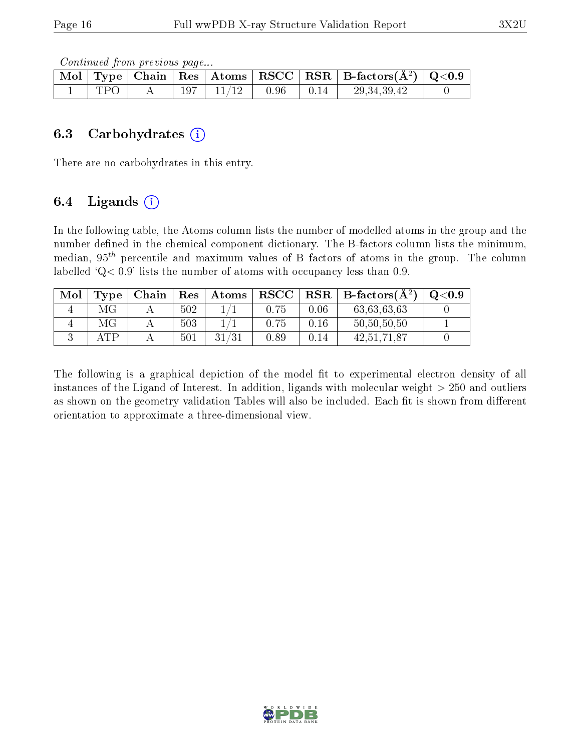*Continued from previous page...*

| Mol | Type | Chain | Res | Atoms | RSCC | RSR | B-factors($\AA^2$) | Q<0.9 |
|---|---|---|---|---|---|---|---|---|
| 1 | TPO | A | 197 | 11/12 | 0.96 | 0.14 | 29,34,39,42 | 0 |

### 6.3 Carbohydrates

There are no carbohydrates in this entry.

### 6.4 Ligands

In the following table, the Atoms column lists the number of modelled atoms in the group and the number defined in the chemical component dictionary. The B-factors column lists the minimum, median, $95^{th}$ percentile and maximum values of B factors of atoms in the group. The column labelled 'Q< 0.9' lists the number of atoms with occupancy less than 0.9.

| Mol | Type | Chain | Res | Atoms | RSCC | RSR | B-factors($\AA^2$) | Q<0.9 |
|---|---|---|---|---|---|---|---|---|
| 4 | MG | A | 502 | 1/1 | 0.75 | 0.06 | 63,63,63,63 | 0 |
| 4 | MG | A | 503 | 1/1 | 0.75 | 0.16 | 50,50,50,50 | 1 |
| 3 | ATP | A | 501 | 31/31 | 0.89 | 0.14 | 42,51,71,87 | 0 |

The following is a graphical depiction of the model fit to experimental electron density of all instances of the Ligand of Interest. In addition, ligands with molecular weight > 250 and outliers as shown on the geometry validation Tables will also be included. Each fit is shown from different orientation to approximate a three-dimensional view.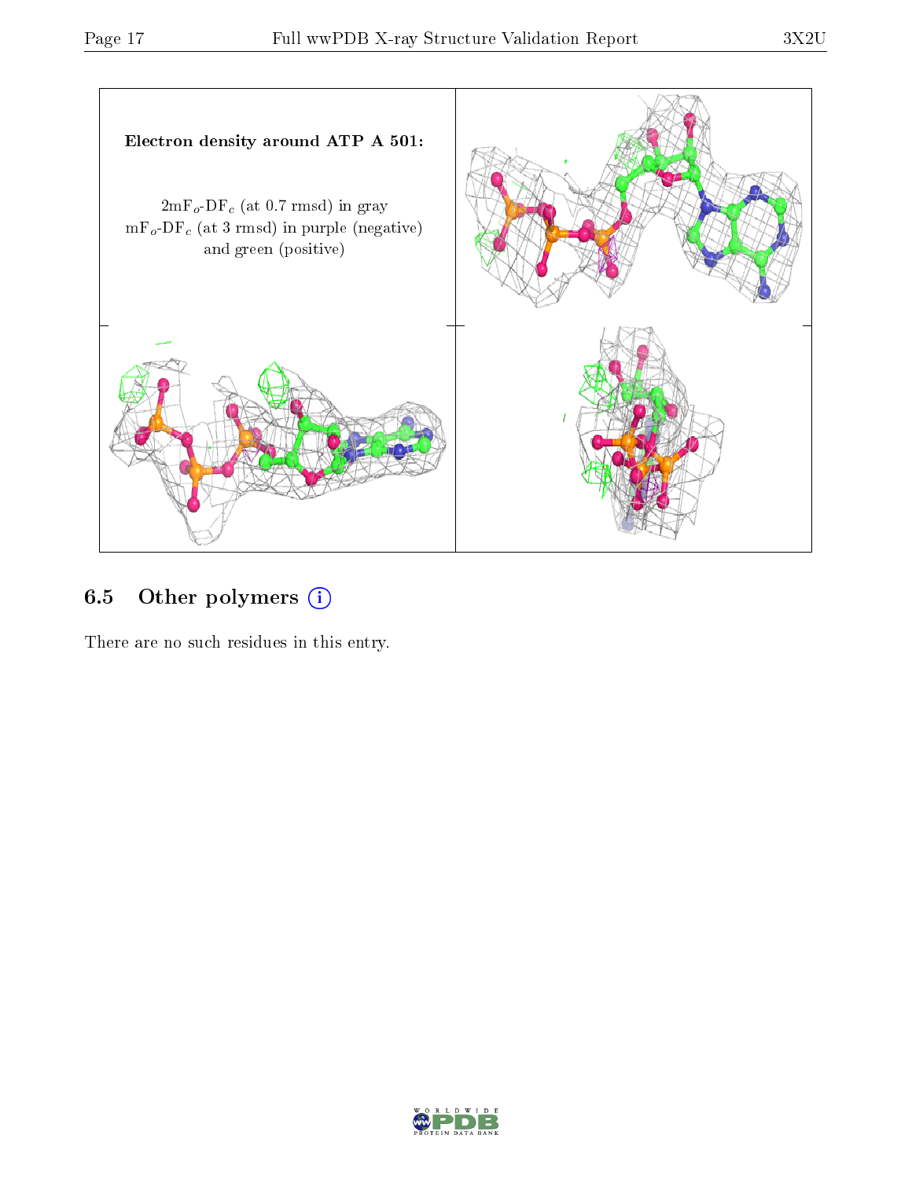Electron density around ATP A 501:

$2mF_o$-$DF_c$ (at 0.7 rmsd) in gray
$mF_o$-$DF_c$ (at 3 rmsd) in purple (negative)
and green (positive)

## 6.5 Other polymers

There are no such residues in this entry.